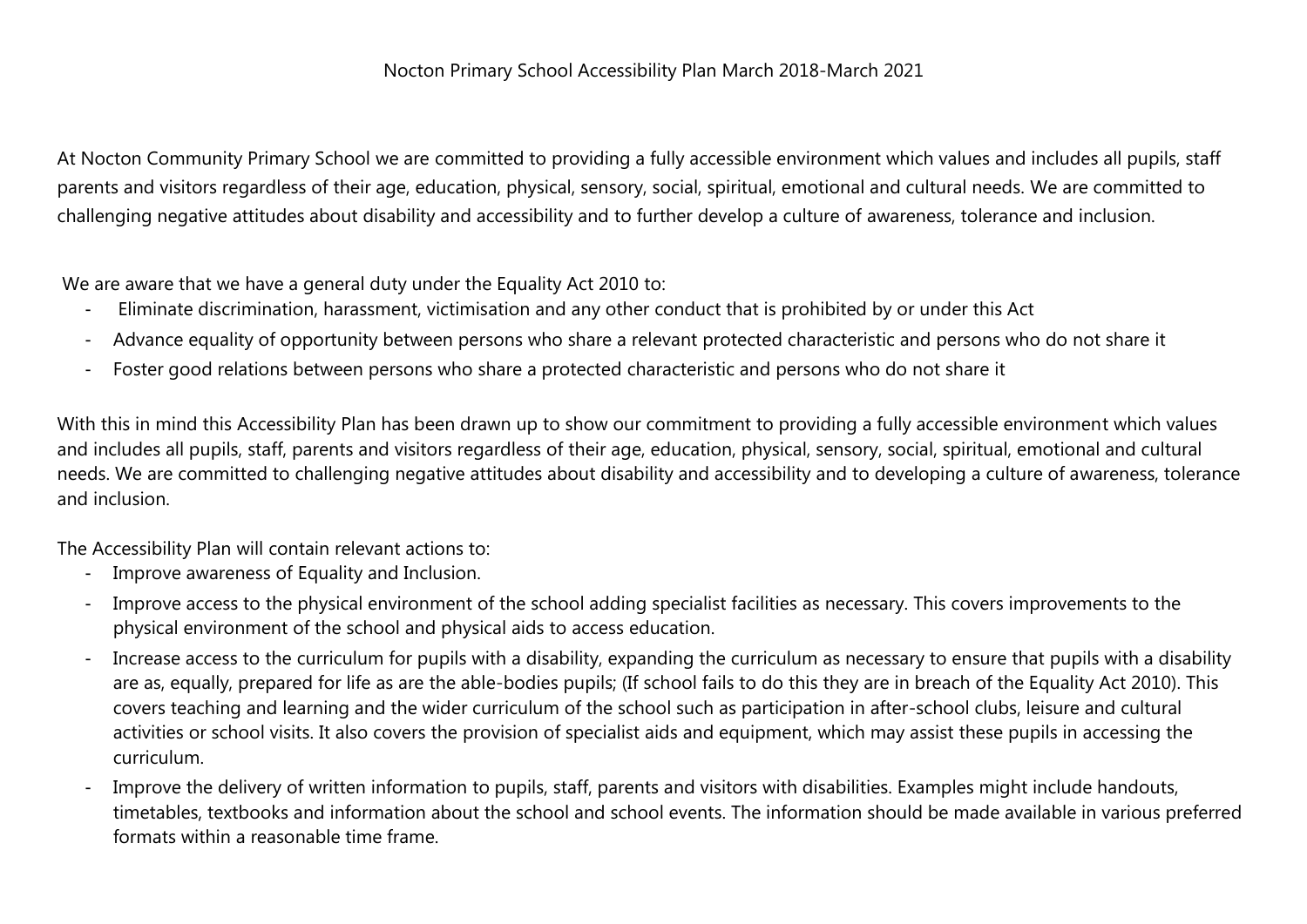# Nocton Primary School Accessibility Plan March 2018-March 2021

At Nocton Community Primary School we are committed to providing a fully accessible environment which values and includes all pupils, staff parents and visitors regardless of their age, education, physical, sensory, social, spiritual, emotional and cultural needs. We are committed to challenging negative attitudes about disability and accessibility and to further develop a culture of awareness, tolerance and inclusion.

We are aware that we have a general duty under the Equality Act 2010 to:

- Eliminate discrimination, harassment, victimisation and any other conduct that is prohibited by or under this Act
- Advance equality of opportunity between persons who share a relevant protected characteristic and persons who do not share it
- Foster good relations between persons who share a protected characteristic and persons who do not share it

With this in mind this Accessibility Plan has been drawn up to show our commitment to providing a fully accessible environment which values and includes all pupils, staff, parents and visitors regardless of their age, education, physical, sensory, social, spiritual, emotional and cultural needs. We are committed to challenging negative attitudes about disability and accessibility and to developing a culture of awareness, tolerance and inclusion.

The Accessibility Plan will contain relevant actions to:

- Improve awareness of Equality and Inclusion.
- Improve access to the physical environment of the school adding specialist facilities as necessary. This covers improvements to the physical environment of the school and physical aids to access education.
- Increase access to the curriculum for pupils with a disability, expanding the curriculum as necessary to ensure that pupils with a disability are as, equally, prepared for life as are the able-bodies pupils; (If school fails to do this they are in breach of the Equality Act 2010). This covers teaching and learning and the wider curriculum of the school such as participation in after-school clubs, leisure and cultural activities or school visits. It also covers the provision of specialist aids and equipment, which may assist these pupils in accessing the curriculum.
- Improve the delivery of written information to pupils, staff, parents and visitors with disabilities. Examples might include handouts, timetables, textbooks and information about the school and school events. The information should be made available in various preferred formats within a reasonable time frame.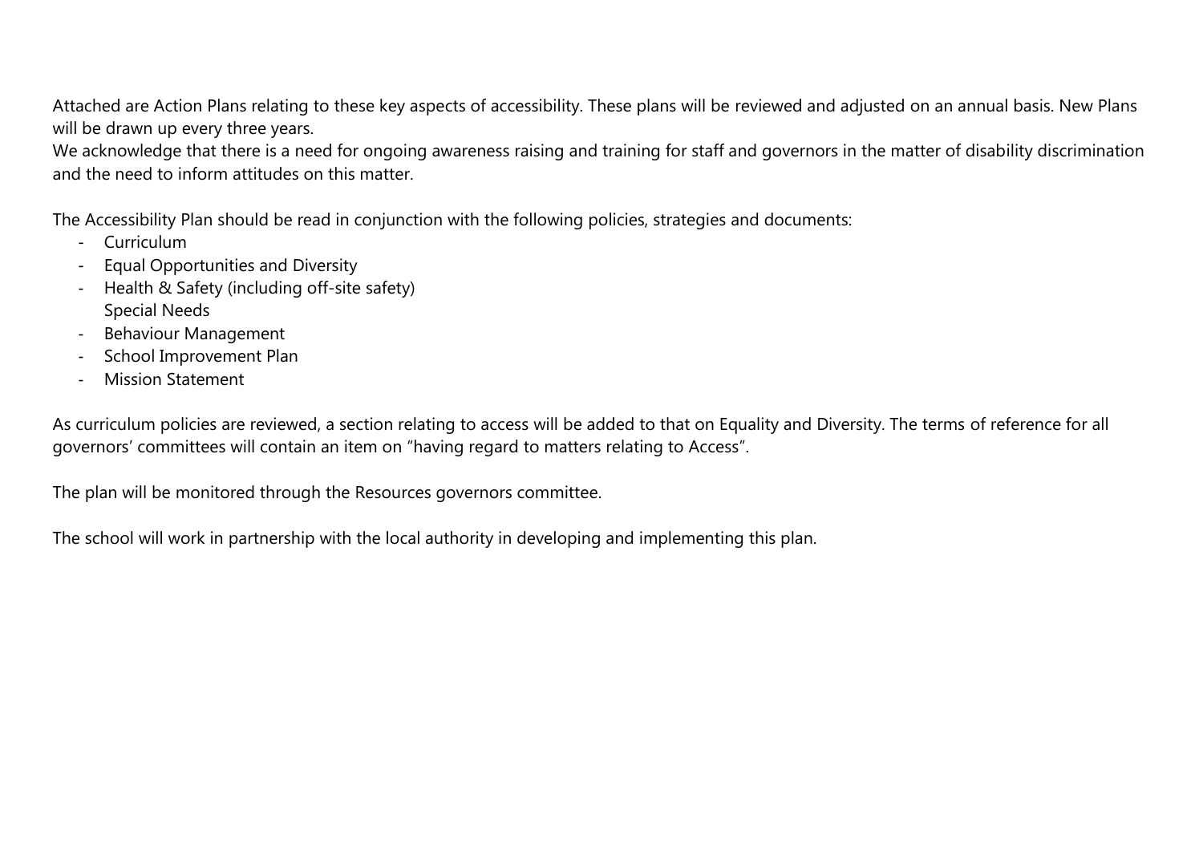Attached are Action Plans relating to these key aspects of accessibility. These plans will be reviewed and adjusted on an annual basis. New Plans will be drawn up every three years.
We acknowledge that there is a need for ongoing awareness raising and training for staff and governors in the matter of disability discrimination and the need to inform attitudes on this matter.

The Accessibility Plan should be read in conjunction with the following policies, strategies and documents:

- Curriculum
- Equal Opportunities and Diversity
- Health & Safety (including off-site safety)
  Special Needs
- Behaviour Management
- School Improvement Plan
- Mission Statement

As curriculum policies are reviewed, a section relating to access will be added to that on Equality and Diversity. The terms of reference for all governors' committees will contain an item on "having regard to matters relating to Access".

The plan will be monitored through the Resources governors committee.

The school will work in partnership with the local authority in developing and implementing this plan.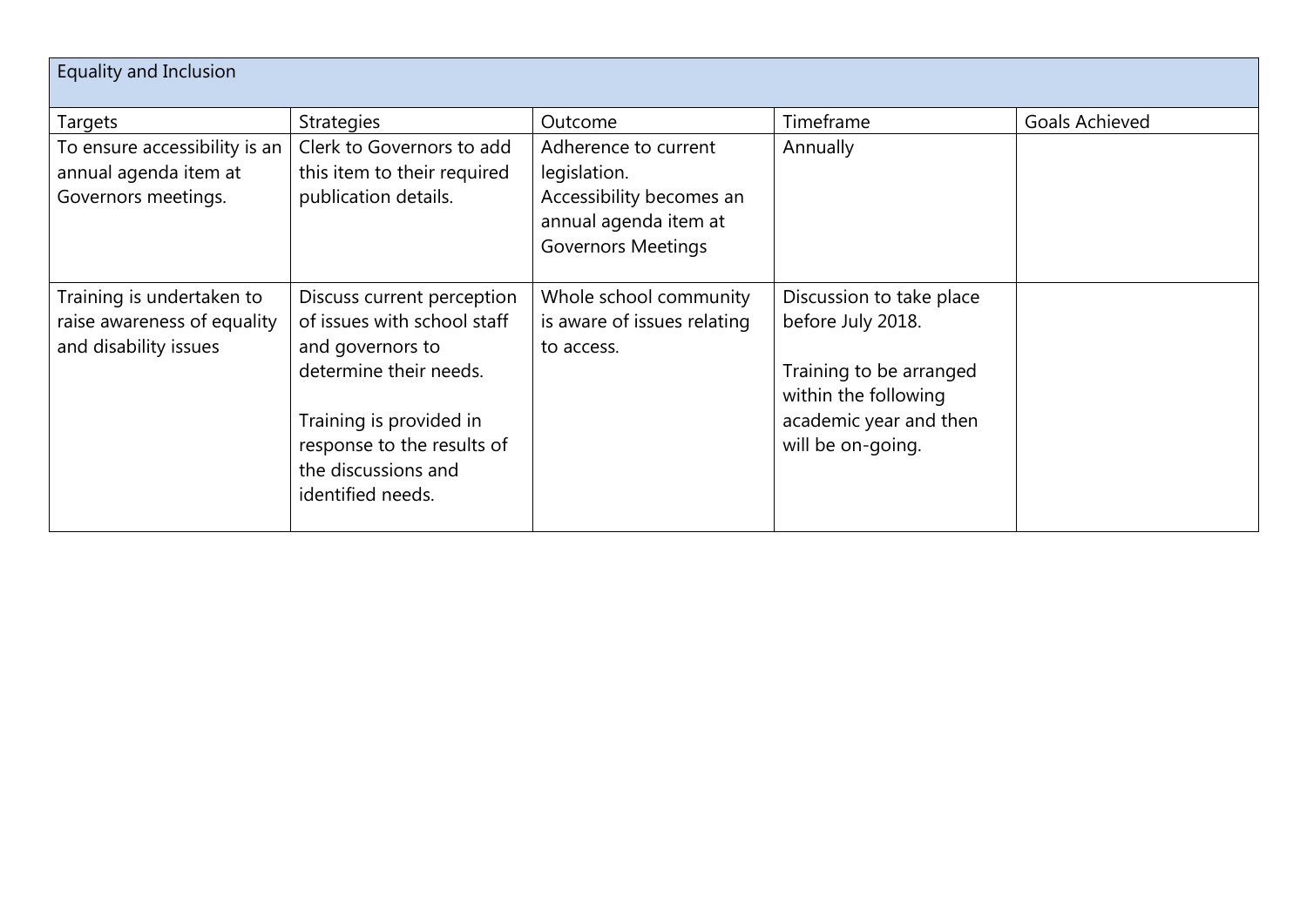| Equality and Inclusion | | | | |
|---|---|---|---|---|
| Targets | Strategies | Outcome | Timeframe | Goals Achieved |
| To ensure accessibility is an annual agenda item at Governors meetings. | Clerk to Governors to add this item to their required publication details. | Adherence to current legislation.<br>Accessibility becomes an annual agenda item at Governors Meetings | Annually | |
| Training is undertaken to raise awareness of equality and disability issues | Discuss current perception of issues with school staff and governors to determine their needs.<br><br>Training is provided in response to the results of the discussions and identified needs. | Whole school community is aware of issues relating to access. | Discussion to take place before July 2018.<br><br>Training to be arranged within the following academic year and then will be on-going. | |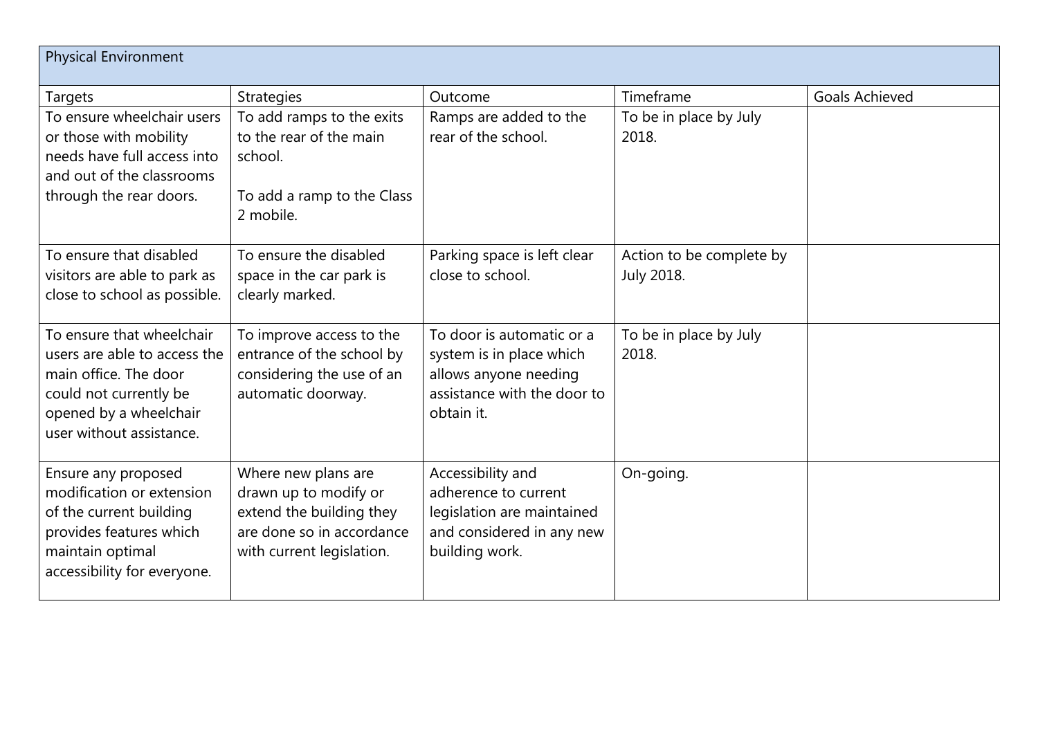| Physical Environment | | | | |
|---|---|---|---|---|
| Targets | Strategies | Outcome | Timeframe | Goals Achieved |
| To ensure wheelchair users or those with mobility needs have full access into and out of the classrooms through the rear doors. | To add ramps to the exits to the rear of the main school.<br><br>To add a ramp to the Class 2 mobile. | Ramps are added to the rear of the school. | To be in place by July 2018. | |
| To ensure that disabled visitors are able to park as close to school as possible. | To ensure the disabled space in the car park is clearly marked. | Parking space is left clear close to school. | Action to be complete by July 2018. | |
| To ensure that wheelchair users are able to access the main office. The door could not currently be opened by a wheelchair user without assistance. | To improve access to the entrance of the school by considering the use of an automatic doorway. | To door is automatic or a system is in place which allows anyone needing assistance with the door to obtain it. | To be in place by July 2018. | |
| Ensure any proposed modification or extension of the current building provides features which maintain optimal accessibility for everyone. | Where new plans are drawn up to modify or extend the building they are done so in accordance with current legislation. | Accessibility and adherence to current legislation are maintained and considered in any new building work. | On-going. | |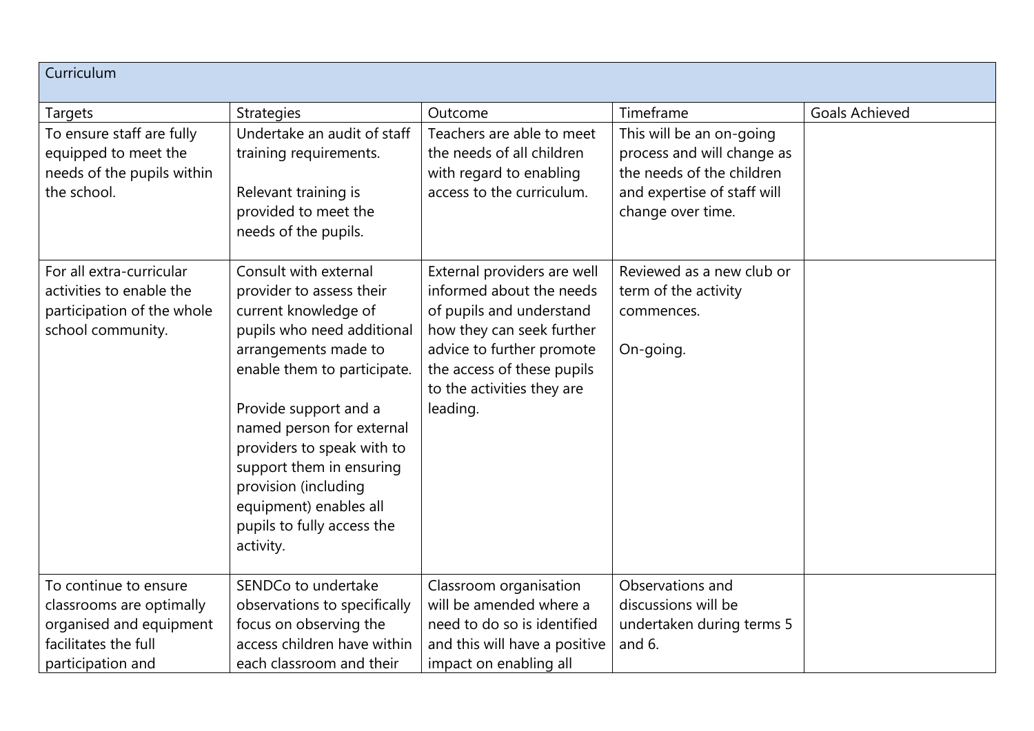| Curriculum | | | | |
|---|---|---|---|---|
| Targets | Strategies | Outcome | Timeframe | Goals Achieved |
| To ensure staff are fully equipped to meet the needs of the pupils within the school. | Undertake an audit of staff training requirements.<br><br>Relevant training is provided to meet the needs of the pupils. | Teachers are able to meet the needs of all children with regard to enabling access to the curriculum. | This will be an on-going process and will change as the needs of the children and expertise of staff will change over time. | |
| For all extra-curricular activities to enable the participation of the whole school community. | Consult with external provider to assess their current knowledge of pupils who need additional arrangements made to enable them to participate.<br><br>Provide support and a named person for external providers to speak with to support them in ensuring provision (including equipment) enables all pupils to fully access the activity. | External providers are well informed about the needs of pupils and understand how they can seek further advice to further promote the access of these pupils to the activities they are leading. | Reviewed as a new club or term of the activity commences.<br><br>On-going. | |
| To continue to ensure classrooms are optimally organised and equipment facilitates the full participation and | SENDCo to undertake observations to specifically focus on observing the access children have within each classroom and their | Classroom organisation will be amended where a need to do so is identified and this will have a positive impact on enabling all | Observations and discussions will be undertaken during terms 5 and 6. | |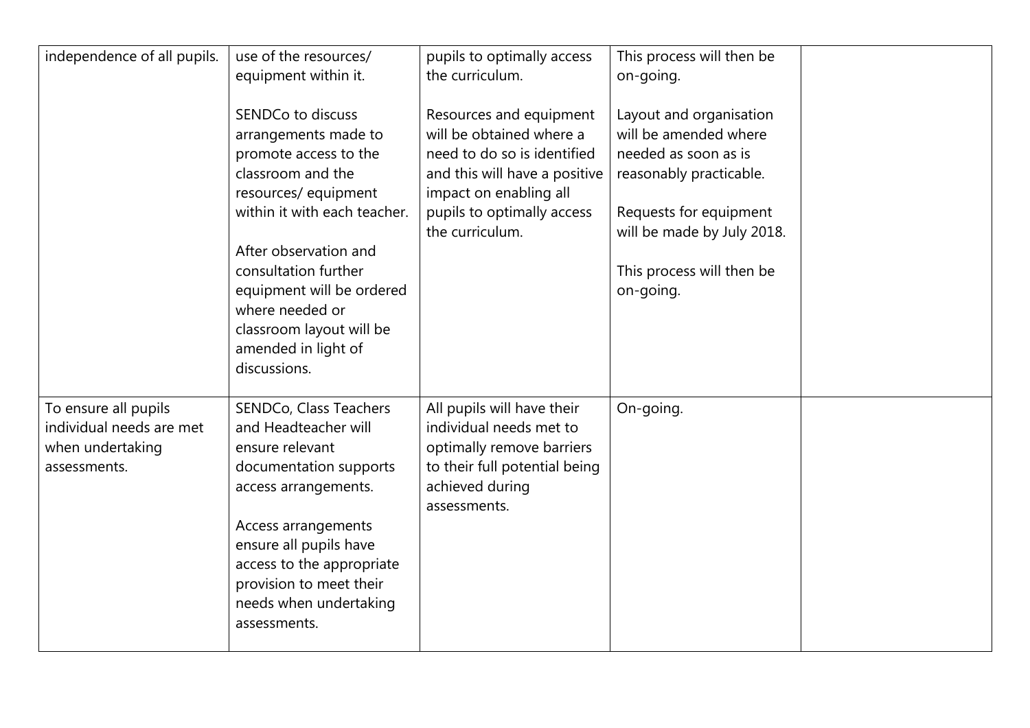| | | | | |
|---|---|---|---|---|
| independence of all pupils. | use of the resources/ equipment within it.<br><br>SENDCo to discuss arrangements made to promote access to the classroom and the resources/ equipment within it with each teacher.<br><br>After observation and consultation further equipment will be ordered where needed or classroom layout will be amended in light of discussions. | pupils to optimally access the curriculum.<br><br>Resources and equipment will be obtained where a need to do so is identified and this will have a positive impact on enabling all pupils to optimally access the curriculum. | This process will then be on-going.<br><br>Layout and organisation will be amended where needed as soon as is reasonably practicable.<br><br>Requests for equipment will be made by July 2018.<br><br>This process will then be on-going. | |
| To ensure all pupils individual needs are met when undertaking assessments. | SENDCo, Class Teachers and Headteacher will ensure relevant documentation supports access arrangements.<br><br>Access arrangements ensure all pupils have access to the appropriate provision to meet their needs when undertaking assessments. | All pupils will have their individual needs met to optimally remove barriers to their full potential being achieved during assessments. | On-going. | |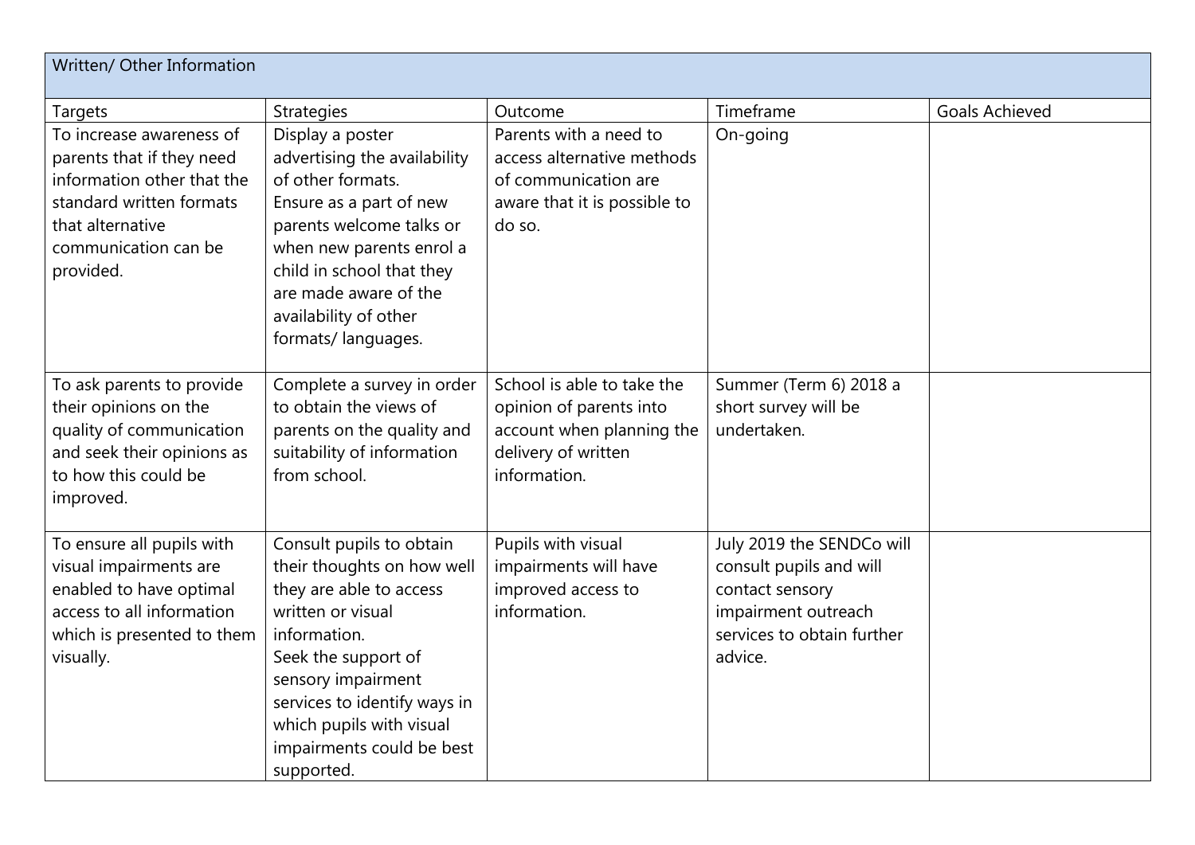| Written/ Other Information | | | | |
|---|---|---|---|---|
| Targets | Strategies | Outcome | Timeframe | Goals Achieved |
| To increase awareness of parents that if they need information other that the standard written formats that alternative communication can be provided. | Display a poster advertising the availability of other formats.<br>Ensure as a part of new parents welcome talks or when new parents enrol a child in school that they are made aware of the availability of other formats/ languages. | Parents with a need to access alternative methods of communication are aware that it is possible to do so. | On-going | |
| To ask parents to provide their opinions on the quality of communication and seek their opinions as to how this could be improved. | Complete a survey in order to obtain the views of parents on the quality and suitability of information from school. | School is able to take the opinion of parents into account when planning the delivery of written information. | Summer (Term 6) 2018 a short survey will be undertaken. | |
| To ensure all pupils with visual impairments are enabled to have optimal access to all information which is presented to them visually. | Consult pupils to obtain their thoughts on how well they are able to access written or visual information.<br>Seek the support of sensory impairment services to identify ways in which pupils with visual impairments could be best supported. | Pupils with visual impairments will have improved access to information. | July 2019 the SENDCo will consult pupils and will contact sensory impairment outreach services to obtain further advice. | |